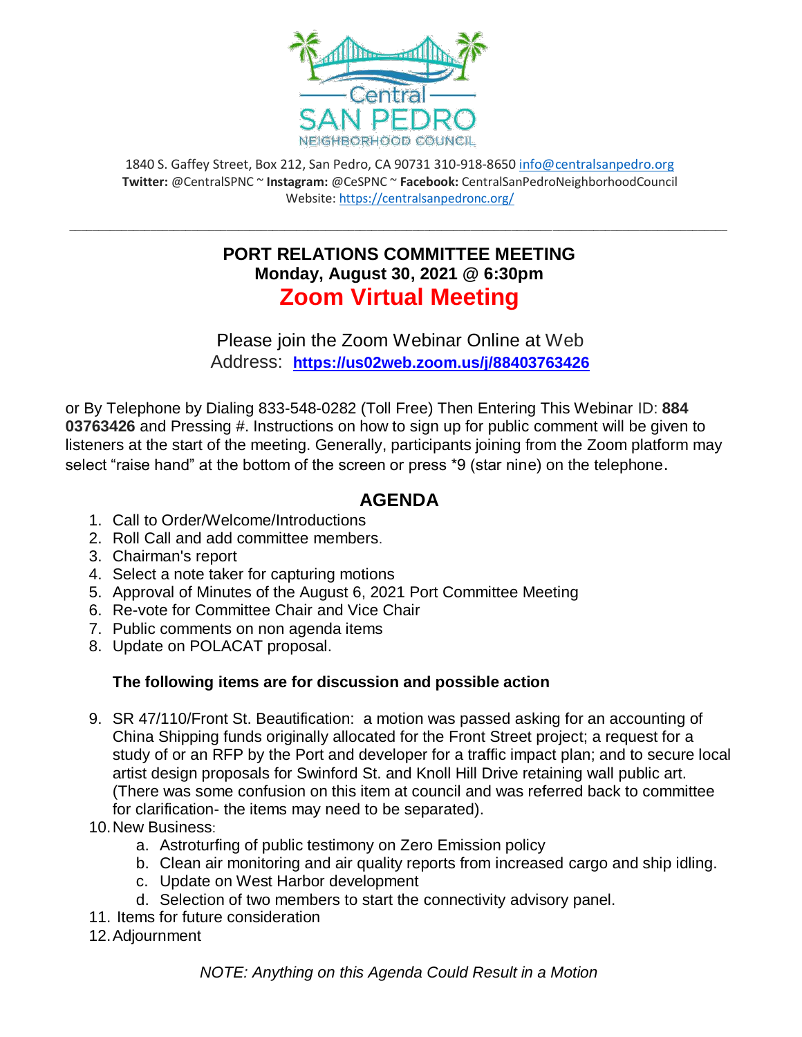1840 S. Gaffey Street, Box 212, San Pedro, CA 90731 310-918-8650 info@centralsanpedro.org
**Twitter:** @CentralSPNC ~ **Instagram:** @CeSPNC ~ **Facebook:** CentralSanPedroNeighborhoodCouncil
Website: https://centralsanpedronc.org/

---

# PORT RELATIONS COMMITTEE MEETING

## Monday, August 30, 2021 @ 6:30pm

## Zoom Virtual Meeting

Please join the Zoom Webinar Online at Web Address: **https://us02web.zoom.us/j/88403763426**

or By Telephone by Dialing 833-548-0282 (Toll Free) Then Entering This Webinar ID: **884 03763426** and Pressing #. Instructions on how to sign up for public comment will be given to listeners at the start of the meeting. Generally, participants joining from the Zoom platform may select "raise hand" at the bottom of the screen or press *9 (star nine) on the telephone.

## AGENDA

1. Call to Order/Welcome/Introductions
2. Roll Call and add committee members.
3. Chairman's report
4. Select a note taker for capturing motions
5. Approval of Minutes of the August 6, 2021 Port Committee Meeting
6. Re-vote for Committee Chair and Vice Chair
7. Public comments on non agenda items
8. Update on POLACAT proposal.

**The following items are for discussion and possible action**

9. SR 47/110/Front St. Beautification: a motion was passed asking for an accounting of China Shipping funds originally allocated for the Front Street project; a request for a study of or an RFP by the Port and developer for a traffic impact plan; and to secure local artist design proposals for Swinford St. and Knoll Hill Drive retaining wall public art. (There was some confusion on this item at council and was referred back to committee for clarification- the items may need to be separated).
10. New Business:
    a. Astroturfing of public testimony on Zero Emission policy
    b. Clean air monitoring and air quality reports from increased cargo and ship idling.
    c. Update on West Harbor development
    d. Selection of two members to start the connectivity advisory panel.
11. Items for future consideration
12. Adjournment

*NOTE: Anything on this Agenda Could Result in a Motion*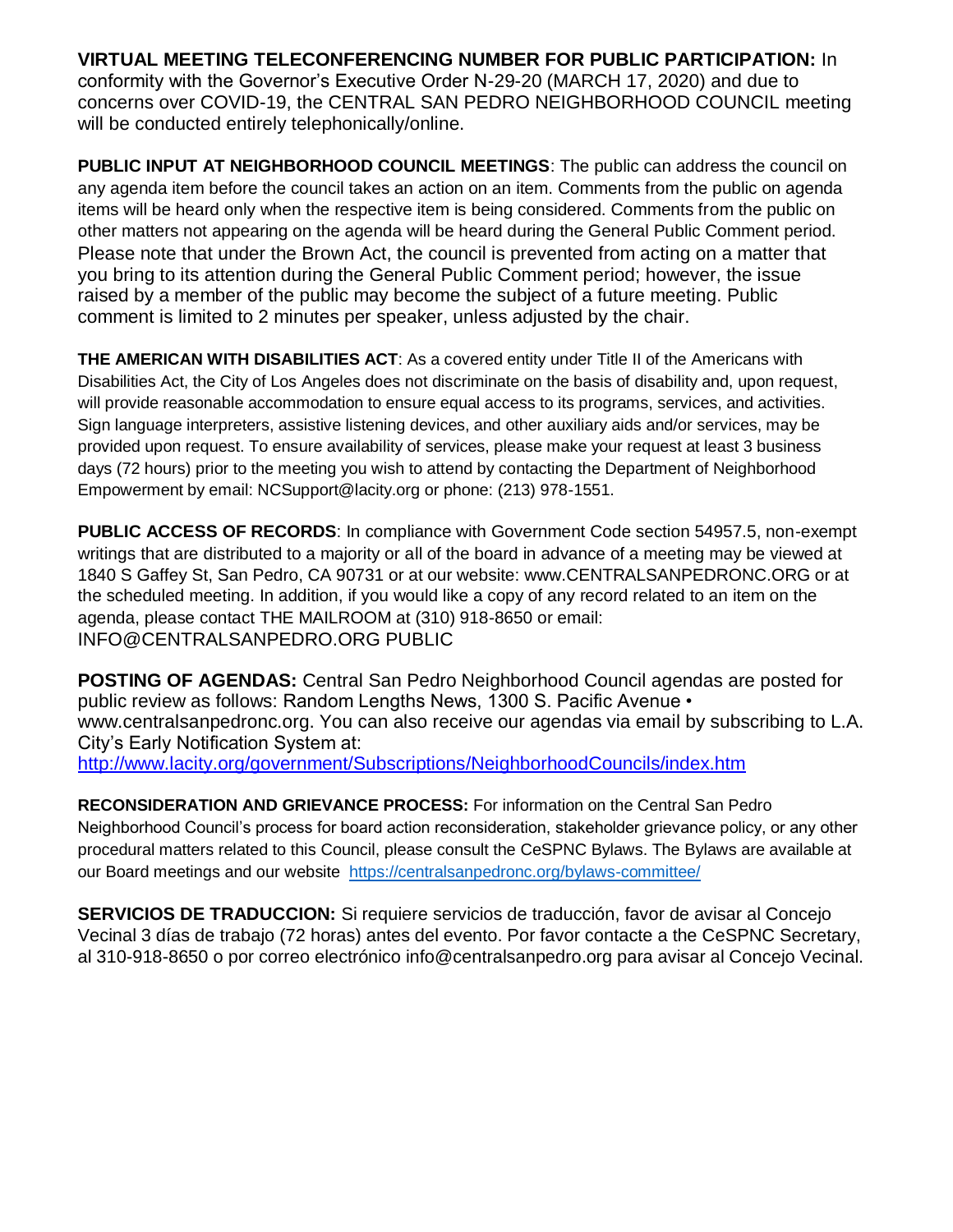**VIRTUAL MEETING TELECONFERENCING NUMBER FOR PUBLIC PARTICIPATION:** In conformity with the Governor's Executive Order N-29-20 (MARCH 17, 2020) and due to concerns over COVID-19, the CENTRAL SAN PEDRO NEIGHBORHOOD COUNCIL meeting will be conducted entirely telephonically/online.

**PUBLIC INPUT AT NEIGHBORHOOD COUNCIL MEETINGS**: The public can address the council on any agenda item before the council takes an action on an item. Comments from the public on agenda items will be heard only when the respective item is being considered. Comments from the public on other matters not appearing on the agenda will be heard during the General Public Comment period. Please note that under the Brown Act, the council is prevented from acting on a matter that you bring to its attention during the General Public Comment period; however, the issue raised by a member of the public may become the subject of a future meeting. Public comment is limited to 2 minutes per speaker, unless adjusted by the chair.

**THE AMERICAN WITH DISABILITIES ACT**: As a covered entity under Title II of the Americans with Disabilities Act, the City of Los Angeles does not discriminate on the basis of disability and, upon request, will provide reasonable accommodation to ensure equal access to its programs, services, and activities. Sign language interpreters, assistive listening devices, and other auxiliary aids and/or services, may be provided upon request. To ensure availability of services, please make your request at least 3 business days (72 hours) prior to the meeting you wish to attend by contacting the Department of Neighborhood Empowerment by email: NCSupport@lacity.org or phone: (213) 978-1551.

**PUBLIC ACCESS OF RECORDS**: In compliance with Government Code section 54957.5, non-exempt writings that are distributed to a majority or all of the board in advance of a meeting may be viewed at 1840 S Gaffey St, San Pedro, CA 90731 or at our website: www.CENTRALSANPEDRONC.ORG or at the scheduled meeting. In addition, if you would like a copy of any record related to an item on the agenda, please contact THE MAILROOM at (310) 918-8650 or email: INFO@CENTRALSANPEDRO.ORG PUBLIC

**POSTING OF AGENDAS:** Central San Pedro Neighborhood Council agendas are posted for public review as follows: Random Lengths News, 1300 S. Pacific Avenue • www.centralsanpedronc.org. You can also receive our agendas via email by subscribing to L.A. City's Early Notification System at: http://www.lacity.org/government/Subscriptions/NeighborhoodCouncils/index.htm

**RECONSIDERATION AND GRIEVANCE PROCESS:** For information on the Central San Pedro Neighborhood Council's process for board action reconsideration, stakeholder grievance policy, or any other procedural matters related to this Council, please consult the CeSPNC Bylaws. The Bylaws are available at our Board meetings and our website https://centralsanpedronc.org/bylaws-committee/

**SERVICIOS DE TRADUCCION:** Si requiere servicios de traducción, favor de avisar al Concejo Vecinal 3 días de trabajo (72 horas) antes del evento. Por favor contacte a the CeSPNC Secretary, al 310-918-8650 o por correo electrónico info@centralsanpedro.org para avisar al Concejo Vecinal.